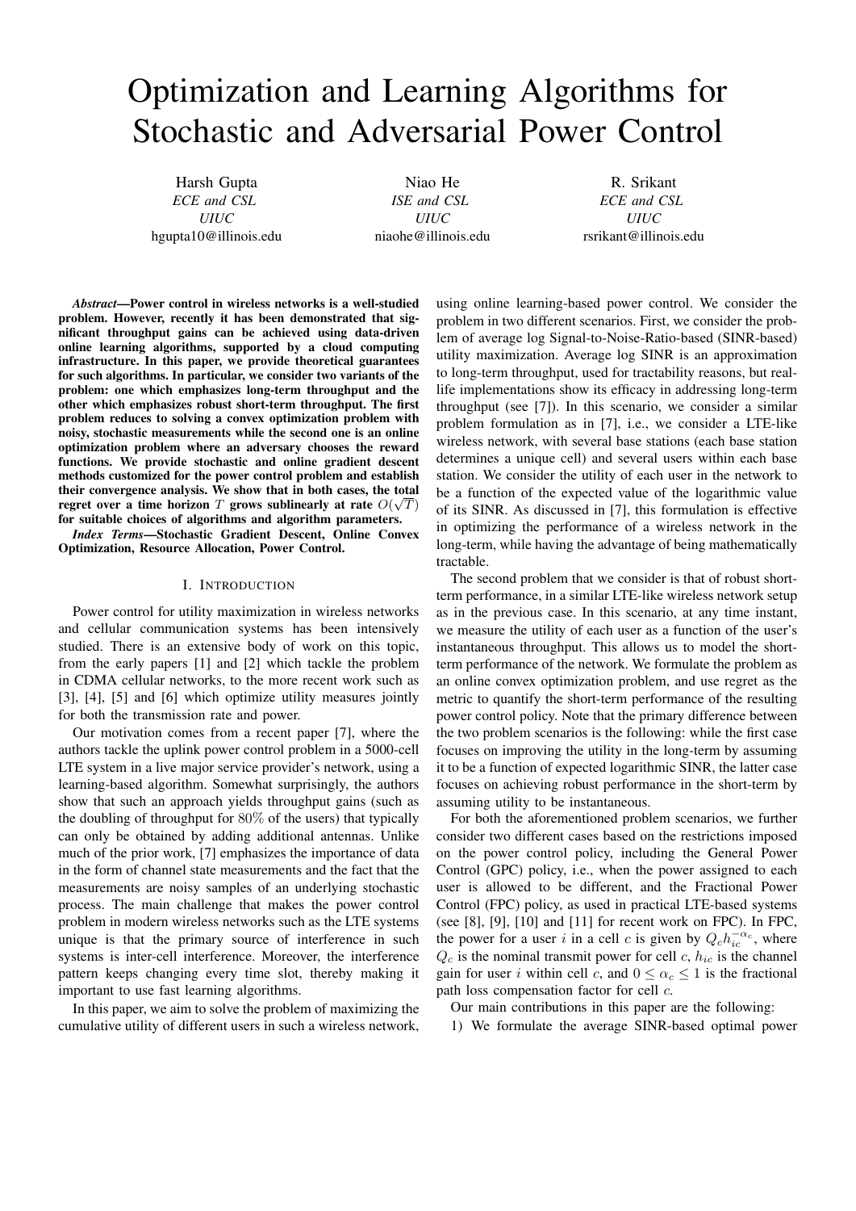# Optimization and Learning Algorithms for Stochastic and Adversarial Power Control

Harsh Gupta
*ECE and CSL*
*UIUC*
hgupta10@illinois.edu

Niao He
*ISE and CSL*
*UIUC*
niaohe@illinois.edu

R. Srikant
*ECE and CSL*
*UIUC*
rsrikant@illinois.edu

***Abstract*—Power control in wireless networks is a well-studied problem. However, recently it has been demonstrated that significant throughput gains can be achieved using data-driven online learning algorithms, supported by a cloud computing infrastructure. In this paper, we provide theoretical guarantees for such algorithms. In particular, we consider two variants of the problem: one which emphasizes long-term throughput and the other which emphasizes robust short-term throughput. The first problem reduces to solving a convex optimization problem with noisy, stochastic measurements while the second one is an online optimization problem where an adversary chooses the reward functions. We provide stochastic and online gradient descent methods customized for the power control problem and establish their convergence analysis. We show that in both cases, the total regret over a time horizon $T$ grows sublinearly at rate $O(\sqrt{T})$ for suitable choices of algorithms and algorithm parameters.**

***Index Terms*—Stochastic Gradient Descent, Online Convex Optimization, Resource Allocation, Power Control.**

## I. Introduction

Power control for utility maximization in wireless networks and cellular communication systems has been intensively studied. There is an extensive body of work on this topic, from the early papers [1] and [2] which tackle the problem in CDMA cellular networks, to the more recent work such as [3], [4], [5] and [6] which optimize utility measures jointly for both the transmission rate and power.

Our motivation comes from a recent paper [7], where the authors tackle the uplink power control problem in a 5000-cell LTE system in a live major service provider's network, using a learning-based algorithm. Somewhat surprisingly, the authors show that such an approach yields throughput gains (such as the doubling of throughput for 80% of the users) that typically can only be obtained by adding additional antennas. Unlike much of the prior work, [7] emphasizes the importance of data in the form of channel state measurements and the fact that the measurements are noisy samples of an underlying stochastic process. The main challenge that makes the power control problem in modern wireless networks such as the LTE systems unique is that the primary source of interference in such systems is inter-cell interference. Moreover, the interference pattern keeps changing every time slot, thereby making it important to use fast learning algorithms.

In this paper, we aim to solve the problem of maximizing the cumulative utility of different users in such a wireless network, using online learning-based power control. We consider the problem in two different scenarios. First, we consider the problem of average log Signal-to-Noise-Ratio-based (SINR-based) utility maximization. Average log SINR is an approximation to long-term throughput, used for tractability reasons, but real-life implementations show its efficacy in addressing long-term throughput (see [7]). In this scenario, we consider a similar problem formulation as in [7], i.e., we consider a LTE-like wireless network, with several base stations (each base station determines a unique cell) and several users within each base station. We consider the utility of each user in the network to be a function of the expected value of the logarithmic value of its SINR. As discussed in [7], this formulation is effective in optimizing the performance of a wireless network in the long-term, while having the advantage of being mathematically tractable.

The second problem that we consider is that of robust short-term performance, in a similar LTE-like wireless network setup as in the previous case. In this scenario, at any time instant, we measure the utility of each user as a function of the user's instantaneous throughput. This allows us to model the short-term performance of the network. We formulate the problem as an online convex optimization problem, and use regret as the metric to quantify the short-term performance of the resulting power control policy. Note that the primary difference between the two problem scenarios is the following: while the first case focuses on improving the utility in the long-term by assuming it to be a function of expected logarithmic SINR, the latter case focuses on achieving robust performance in the short-term by assuming utility to be instantaneous.

For both the aforementioned problem scenarios, we further consider two different cases based on the restrictions imposed on the power control policy, including the General Power Control (GPC) policy, i.e., when the power assigned to each user is allowed to be different, and the Fractional Power Control (FPC) policy, as used in practical LTE-based systems (see [8], [9], [10] and [11] for recent work on FPC). In FPC, the power for a user $i$ in a cell $c$ is given by $Q_c h_{ic}^{-\alpha_c}$, where $Q_c$ is the nominal transmit power for cell $c$, $h_{ic}$ is the channel gain for user $i$ within cell $c$, and $0 \leq \alpha_c \leq 1$ is the fractional path loss compensation factor for cell $c$.

Our main contributions in this paper are the following:

1) We formulate the average SINR-based optimal power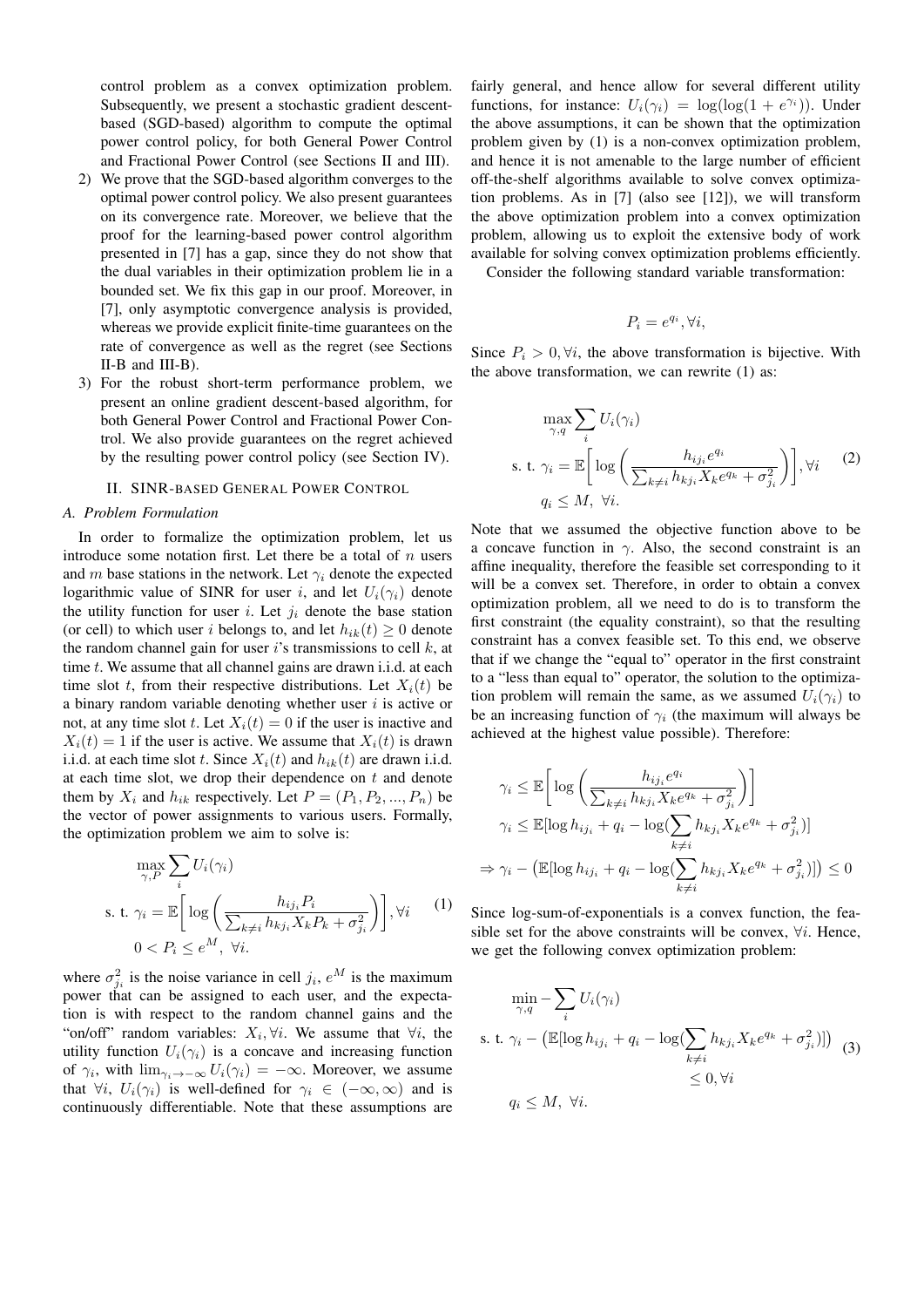control problem as a convex optimization problem. Subsequently, we present a stochastic gradient descent-based (SGD-based) algorithm to compute the optimal power control policy, for both General Power Control and Fractional Power Control (see Sections II and III).

2) We prove that the SGD-based algorithm converges to the optimal power control policy. We also present guarantees on its convergence rate. Moreover, we believe that the proof for the learning-based power control algorithm presented in [7] has a gap, since they do not show that the dual variables in their optimization problem lie in a bounded set. We fix this gap in our proof. Moreover, in [7], only asymptotic convergence analysis is provided, whereas we provide explicit finite-time guarantees on the rate of convergence as well as the regret (see Sections II-B and III-B).

3) For the robust short-term performance problem, we present an online gradient descent-based algorithm, for both General Power Control and Fractional Power Control. We also provide guarantees on the regret achieved by the resulting power control policy (see Section IV).

## II. SINR-based General Power Control

### A. Problem Formulation

In order to formalize the optimization problem, let us introduce some notation first. Let there be a total of $n$ users and $m$ base stations in the network. Let $\gamma_i$ denote the expected logarithmic value of SINR for user $i$, and let $U_i(\gamma_i)$ denote the utility function for user $i$. Let $j_i$ denote the base station (or cell) to which user $i$ belongs to, and let $h_{ik}(t) \geq 0$ denote the random channel gain for user $i$'s transmissions to cell $k$, at time $t$. We assume that all channel gains are drawn i.i.d. at each time slot $t$, from their respective distributions. Let $X_i(t)$ be a binary random variable denoting whether user $i$ is active or not, at any time slot $t$. Let $X_i(t) = 0$ if the user is inactive and $X_i(t) = 1$ if the user is active. We assume that $X_i(t)$ is drawn i.i.d. at each time slot $t$. Since $X_i(t)$ and $h_{ik}(t)$ are drawn i.i.d. at each time slot, we drop their dependence on $t$ and denote them by $X_i$ and $h_{ik}$ respectively. Let $P = (P_1, P_2, ..., P_n)$ be the vector of power assignments to various users. Formally, the optimization problem we aim to solve is:

$$
\begin{aligned}
&\max_{\gamma, P} \sum_i U_i(\gamma_i) \\
&\text{s. t. } \gamma_i = \mathbb{E}\bigg[ \log\bigg( \frac{h_{ij_i} P_i}{\sum_{k \neq i} h_{kj_i} X_k P_k + \sigma_{j_i}^2} \bigg) \bigg], \forall i \\
&\quad\; 0 < P_i \leq e^M, \; \forall i.
\end{aligned} \tag{1}
$$

where $\sigma_{j_i}^2$ is the noise variance in cell $j_i$, $e^M$ is the maximum power that can be assigned to each user, and the expectation is with respect to the random channel gains and the "on/off" random variables: $X_i, \forall i$. We assume that $\forall i$, the utility function $U_i(\gamma_i)$ is a concave and increasing function of $\gamma_i$, with $\lim_{\gamma_i \to -\infty} U_i(\gamma_i) = -\infty$. Moreover, we assume that $\forall i$, $U_i(\gamma_i)$ is well-defined for $\gamma_i \in (-\infty, \infty)$ and is continuously differentiable. Note that these assumptions are fairly general, and hence allow for several different utility functions, for instance: $U_i(\gamma_i) = \log(\log(1 + e^{\gamma_i}))$. Under the above assumptions, it can be shown that the optimization problem given by (1) is a non-convex optimization problem, and hence it is not amenable to the large number of efficient off-the-shelf algorithms available to solve convex optimization problems. As in [7] (also see [12]), we will transform the above optimization problem into a convex optimization problem, allowing us to exploit the extensive body of work available for solving convex optimization problems efficiently.

Consider the following standard variable transformation:

$$
P_i = e^{q_i}, \forall i,
$$

Since $P_i > 0, \forall i$, the above transformation is bijective. With the above transformation, we can rewrite (1) as:

$$
\begin{aligned}
&\max_{\gamma, q} \sum_i U_i(\gamma_i) \\
&\text{s. t. } \gamma_i = \mathbb{E}\bigg[ \log\bigg( \frac{h_{ij_i} e^{q_i}}{\sum_{k \neq i} h_{kj_i} X_k e^{q_k} + \sigma_{j_i}^2} \bigg) \bigg], \forall i \\
&\quad\; q_i \leq M, \; \forall i.
\end{aligned} \tag{2}
$$

Note that we assumed the objective function above to be a concave function in $\gamma$. Also, the second constraint is an affine inequality, therefore the feasible set corresponding to it will be a convex set. Therefore, in order to obtain a convex optimization problem, all we need to do is to transform the first constraint (the equality constraint), so that the resulting constraint has a convex feasible set. To this end, we observe that if we change the "equal to" operator in the first constraint to a "less than equal to" operator, the solution to the optimization problem will remain the same, as we assumed $U_i(\gamma_i)$ to be an increasing function of $\gamma_i$ (the maximum will always be achieved at the highest value possible). Therefore:

$$
\begin{aligned}
&\gamma_i \leq \mathbb{E}\bigg[ \log\bigg( \frac{h_{ij_i} e^{q_i}}{\sum_{k \neq i} h_{kj_i} X_k e^{q_k} + \sigma_{j_i}^2} \bigg) \bigg] \\
&\gamma_i \leq \mathbb{E}[\log h_{ij_i} + q_i - \log(\sum_{k \neq i} h_{kj_i} X_k e^{q_k} + \sigma_{j_i}^2)] \\
\Rightarrow\; &\gamma_i - \big( \mathbb{E}[\log h_{ij_i} + q_i - \log(\sum_{k \neq i} h_{kj_i} X_k e^{q_k} + \sigma_{j_i}^2)] \big) \leq 0
\end{aligned}
$$

Since log-sum-of-exponentials is a convex function, the feasible set for the above constraints will be convex, $\forall i$. Hence, we get the following convex optimization problem:

$$
\begin{aligned}
&\min_{\gamma, q} -\sum_i U_i(\gamma_i) \\
&\text{s. t. } \gamma_i - \big( \mathbb{E}[\log h_{ij_i} + q_i - \log(\sum_{k \neq i} h_{kj_i} X_k e^{q_k} + \sigma_{j_i}^2)] \big) \\
&\qquad\qquad\qquad\qquad\qquad\qquad \leq 0, \forall i \\
&\quad\; q_i \leq M, \; \forall i.
\end{aligned} \tag{3}
$$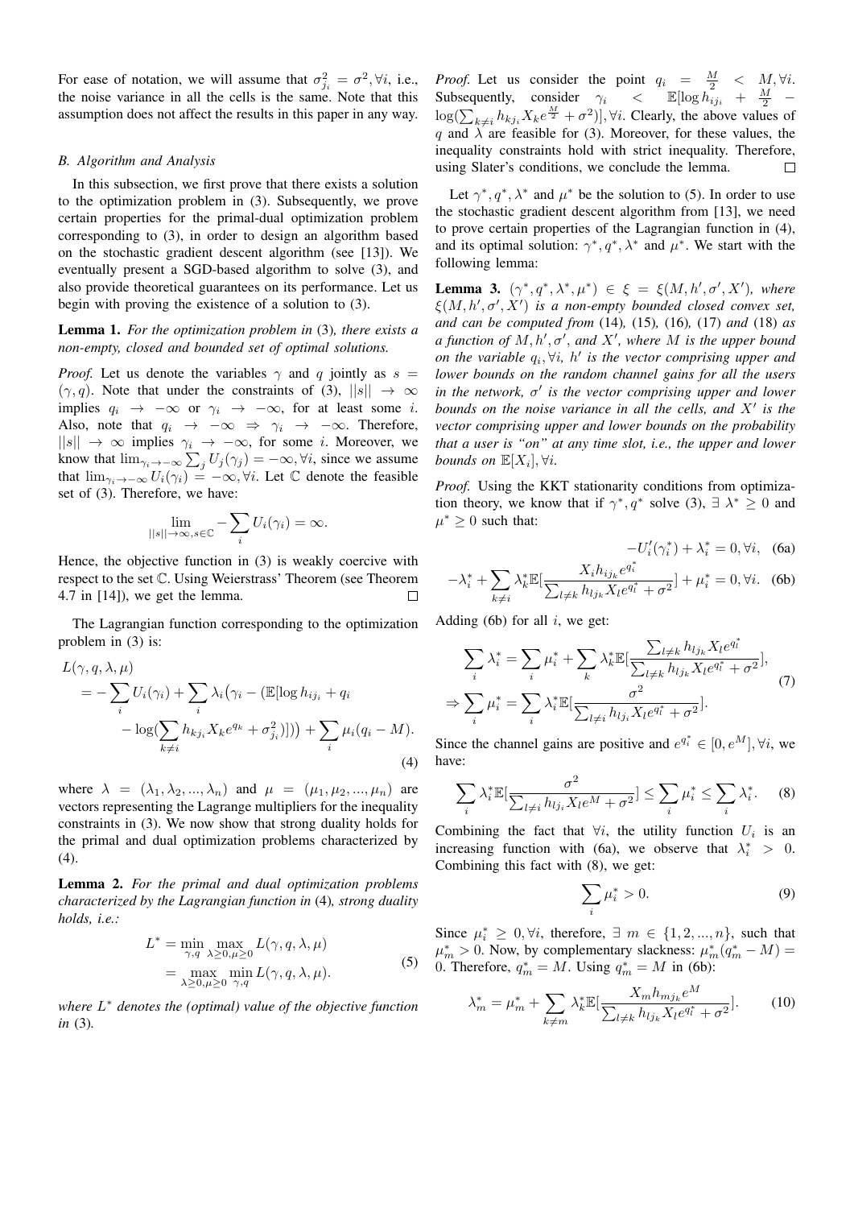For ease of notation, we will assume that $\sigma_{j_i}^2 = \sigma^2, \forall i$, i.e., the noise variance in all the cells is the same. Note that this assumption does not affect the results in this paper in any way.

### B. Algorithm and Analysis

In this subsection, we first prove that there exists a solution to the optimization problem in (3). Subsequently, we prove certain properties for the primal-dual optimization problem corresponding to (3), in order to design an algorithm based on the stochastic gradient descent algorithm (see [13]). We eventually present a SGD-based algorithm to solve (3), and also provide theoretical guarantees on its performance. Let us begin with proving the existence of a solution to (3).

**Lemma 1.** *For the optimization problem in* (3)*, there exists a non-empty, closed and bounded set of optimal solutions.*

*Proof.* Let us denote the variables $\gamma$ and $q$ jointly as $s = (\gamma, q)$. Note that under the constraints of (3), $||s|| \to \infty$ implies $q_i \to -\infty$ or $\gamma_i \to -\infty$, for at least some $i$. Also, note that $q_i \to -\infty \Rightarrow \gamma_i \to -\infty$. Therefore, $||s|| \to \infty$ implies $\gamma_i \to -\infty$, for some $i$. Moreover, we know that $\lim_{\gamma_i \to -\infty} \sum_j U_j(\gamma_j) = -\infty, \forall i$, since we assume that $\lim_{\gamma_i \to -\infty} U_i(\gamma_i) = -\infty, \forall i$. Let $\mathbb{C}$ denote the feasible set of (3). Therefore, we have:

$$\lim_{||s|| \to \infty, s \in \mathbb{C}} -\sum_i U_i(\gamma_i) = \infty.$$

Hence, the objective function in (3) is weakly coercive with respect to the set $\mathbb{C}$. Using Weierstrass' Theorem (see Theorem 4.7 in [14]), we get the lemma. $\square$

The Lagrangian function corresponding to the optimization problem in (3) is:

$$\begin{aligned}
L(\gamma, q, \lambda, \mu) &= -\sum_i U_i(\gamma_i) + \sum_i \lambda_i \big(\gamma_i - (\mathbb{E}[\log h_{ij_i} + q_i \\
&\quad - \log(\sum_{k \neq i} h_{kj_i} X_k e^{q_k} + \sigma_{j_i}^2)])\big) + \sum_i \mu_i (q_i - M).
\end{aligned} \tag{4}$$

where $\lambda = (\lambda_1, \lambda_2, ..., \lambda_n)$ and $\mu = (\mu_1, \mu_2, ..., \mu_n)$ are vectors representing the Lagrange multipliers for the inequality constraints in (3). We now show that strong duality holds for the primal and dual optimization problems characterized by (4).

**Lemma 2.** *For the primal and dual optimization problems characterized by the Lagrangian function in* (4)*, strong duality holds, i.e.:*

$$\begin{aligned}
L^* &= \min_{\gamma, q} \max_{\lambda \geq 0, \mu \geq 0} L(\gamma, q, \lambda, \mu) \\
&= \max_{\lambda \geq 0, \mu \geq 0} \min_{\gamma, q} L(\gamma, q, \lambda, \mu).
\end{aligned} \tag{5}$$

*where $L^*$ denotes the (optimal) value of the objective function in* (3)*.*

*Proof.* Let us consider the point $q_i = \frac{M}{2} < M, \forall i$. Subsequently, consider $\gamma_i < \mathbb{E}[\log h_{ij_i} + \frac{M}{2} - \log(\sum_{k \neq i} h_{kj_i} X_k e^{\frac{M}{2}} + \sigma^2)], \forall i$. Clearly, the above values of $q$ and $\lambda$ are feasible for (3). Moreover, for these values, the inequality constraints hold with strict inequality. Therefore, using Slater's conditions, we conclude the lemma. $\square$

Let $\gamma^*, q^*, \lambda^*$ and $\mu^*$ be the solution to (5). In order to use the stochastic gradient descent algorithm from [13], we need to prove certain properties of the Lagrangian function in (4), and its optimal solution: $\gamma^*, q^*, \lambda^*$ and $\mu^*$. We start with the following lemma:

**Lemma 3.** *$(\gamma^*, q^*, \lambda^*, \mu^*) \in \xi = \xi(M, h', \sigma', X')$, where $\xi(M, h', \sigma', X')$ is a non-empty bounded closed convex set, and can be computed from* (14)*,* (15)*,* (16)*,* (17) *and* (18) *as a function of $M, h', \sigma'$, and $X'$, where $M$ is the upper bound on the variable $q_i, \forall i$, $h'$ is the vector comprising upper and lower bounds on the random channel gains for all the users in the network, $\sigma'$ is the vector comprising upper and lower bounds on the noise variance in all the cells, and $X'$ is the vector comprising upper and lower bounds on the probability that a user is "on" at any time slot, i.e., the upper and lower bounds on $\mathbb{E}[X_i], \forall i$.*

*Proof.* Using the KKT stationarity conditions from optimization theory, we know that if $\gamma^*, q^*$ solve (3), $\exists\ \lambda^* \geq 0$ and $\mu^* \geq 0$ such that:

$$-U_i'(\gamma_i^*) + \lambda_i^* = 0, \forall i, \tag{6a}$$

$$-\lambda_i^* + \sum_{k \neq i} \lambda_k^* \mathbb{E}[\frac{X_i h_{ij_k} e^{q_i^*}}{\sum_{l \neq k} h_{lj_k} X_l e^{q_l^*} + \sigma^2}] + \mu_i^* = 0, \forall i. \tag{6b}$$

Adding (6b) for all $i$, we get:

$$\begin{aligned}
&\sum_i \lambda_i^* = \sum_i \mu_i^* + \sum_k \lambda_k^* \mathbb{E}[\frac{\sum_{l \neq k} h_{lj_k} X_l e^{q_l^*}}{\sum_{l \neq k} h_{lj_k} X_l e^{q_l^*} + \sigma^2}], \\
&\Rightarrow \sum_i \mu_i^* = \sum_i \lambda_i^* \mathbb{E}[\frac{\sigma^2}{\sum_{l \neq i} h_{lj_i} X_l e^{q_l^*} + \sigma^2}].
\end{aligned} \tag{7}$$

Since the channel gains are positive and $e^{q_i^*} \in [0, e^M], \forall i$, we have:

$$\sum_i \lambda_i^* \mathbb{E}[\frac{\sigma^2}{\sum_{l \neq i} h_{lj_i} X_l e^M + \sigma^2}] \leq \sum_i \mu_i^* \leq \sum_i \lambda_i^*. \tag{8}$$

Combining the fact that $\forall i$, the utility function $U_i$ is an increasing function with (6a), we observe that $\lambda_i^* > 0$. Combining this fact with (8), we get:

$$\sum_i \mu_i^* > 0. \tag{9}$$

Since $\mu_i^* \geq 0, \forall i$, therefore, $\exists\ m \in \{1, 2, ..., n\}$, such that $\mu_m^* > 0$. Now, by complementary slackness: $\mu_m^*(q_m^* - M) = 0$. Therefore, $q_m^* = M$. Using $q_m^* = M$ in (6b):

$$\lambda_m^* = \mu_m^* + \sum_{k \neq m} \lambda_k^* \mathbb{E}[\frac{X_m h_{mj_k} e^M}{\sum_{l \neq k} h_{lj_k} X_l e^{q_l^*} + \sigma^2}]. \tag{10}$$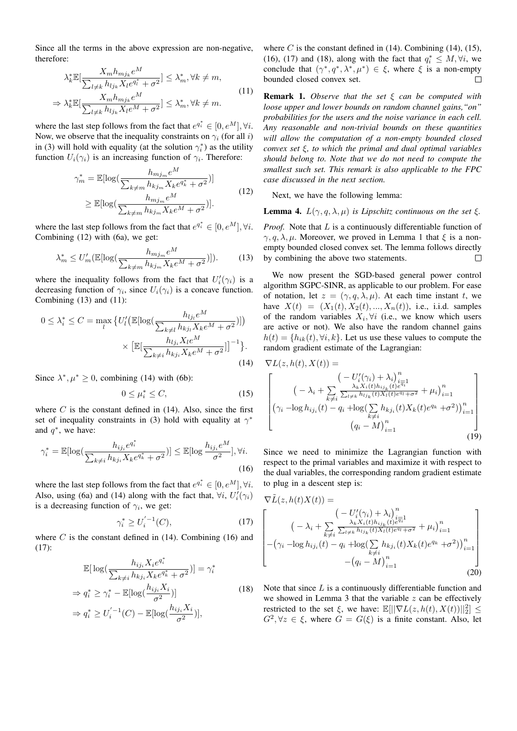Since all the terms in the above expression are non-negative, therefore:

$$
\begin{aligned}
&\lambda_k^* \mathbb{E}[\frac{X_m h_{mj_k} e^M}{\sum_{l\neq k} h_{lj_k} X_l e^{q_l^*} + \sigma^2}] \leq \lambda_m^*, \forall k \neq m, \\
\Rightarrow\ &\lambda_k^* \mathbb{E}[\frac{X_m h_{mj_k} e^M}{\sum_{l\neq k} h_{lj_k} X_l e^{M} + \sigma^2}] \leq \lambda_m^*, \forall k \neq m.
\end{aligned} \tag{11}
$$

where the last step follows from the fact that $e^{q_i^*} \in [0, e^M], \forall i$. Now, we observe that the inequality constraints on $\gamma_i$ (for all $i$) in (3) will hold with equality (at the solution $\gamma_i^*$) as the utility function $U_i(\gamma_i)$ is an increasing function of $\gamma_i$. Therefore:

$$
\begin{aligned}
\gamma_m^* &= \mathbb{E}[\log(\frac{h_{mj_m} e^M}{\sum_{k\neq m} h_{kj_m} X_k e^{q_k^*} + \sigma^2})] \\
&\geq \mathbb{E}[\log(\frac{h_{mj_m} e^M}{\sum_{k\neq m} h_{kj_m} X_k e^{M} + \sigma^2})].
\end{aligned} \tag{12}
$$

where the last step follows from the fact that $e^{q_i^*} \in [0, e^M], \forall i$. Combining (12) with (6a), we get:

$$
\lambda_m^* \leq U_m'(\mathbb{E}[\log(\frac{h_{mj_m} e^M}{\sum_{k\neq m} h_{kj_m} X_k e^{M} + \sigma^2})]). \tag{13}
$$

where the inequality follows from the fact that $U_i'(\gamma_i)$ is a decreasing function of $\gamma_i$, since $U_i(\gamma_i)$ is a concave function. Combining (13) and (11):

$$
\begin{aligned}
0 \leq \lambda_i^* \leq C = \max_l \big\{ & U_l'\big(\mathbb{E}[\log(\frac{h_{lj_l} e^M}{\sum_{k\neq l} h_{kj_l} X_k e^{M} + \sigma^2})]\big) \\
&\times \big[\mathbb{E}[\frac{h_{lj_i} X_l e^M}{\sum_{k\neq i} h_{kj_i} X_k e^{M} + \sigma^2}]\big]^{-1}\big\}.
\end{aligned} \tag{14}
$$

Since $\lambda^*, \mu^* \geq 0$, combining (14) with (6b):

$$
0 \leq \mu_i^* \leq C, \tag{15}
$$

where $C$ is the constant defined in (14). Also, since the first set of inequality constraints in (3) hold with equality at $\gamma^*$ and $q^*$, we have:

$$
\gamma_i^* = \mathbb{E}[\log(\frac{h_{ij_i} e^{q_i^*}}{\sum_{k\neq i} h_{kj_i} X_k e^{q_k^*} + \sigma^2})] \leq \mathbb{E}[\log \frac{h_{ij_i} e^M}{\sigma^2}], \forall i. \tag{16}
$$

where the last step follows from the fact that $e^{q_i^*} \in [0, e^M], \forall i$. Also, using (6a) and (14) along with the fact that, $\forall i$, $U_i'(\gamma_i)$ is a decreasing function of $\gamma_i$, we get:

$$
\gamma_i^* \geq U_i^{'-1}(C), \tag{17}
$$

where $C$ is the constant defined in (14). Combining (16) and (17):

$$
\begin{aligned}
&\mathbb{E}[\log(\frac{h_{ij_i} X_i e^{q_i^*}}{\sum_{k\neq i} h_{kj_i} X_k e^{q_k^*} + \sigma^2})] = \gamma_i^* \\
\Rightarrow\ & q_i^* \geq \gamma_i^* - \mathbb{E}[\log(\frac{h_{ij_i} X_i}{\sigma^2})] \\
\Rightarrow\ & q_i^* \geq U_i^{'-1}(C) - \mathbb{E}[\log(\frac{h_{ij_i} X_i}{\sigma^2})],
\end{aligned} \tag{18}
$$

where $C$ is the constant defined in (14). Combining (14), (15), (16), (17) and (18), along with the fact that $q_i^* \leq M, \forall i$, we conclude that $(\gamma^*, q^*, \lambda^*, \mu^*) \in \xi$, where $\xi$ is a non-empty bounded closed convex set. $\square$

**Remark 1.** *Observe that the set $\xi$ can be computed with loose upper and lower bounds on random channel gains,"on" probabilities for the users and the noise variance in each cell. Any reasonable and non-trivial bounds on these quantities will allow the computation of a non-empty bounded closed convex set $\xi$, to which the primal and dual optimal variables should belong to. Note that we do not need to compute the smallest such set. This remark is also applicable to the FPC case discussed in the next section.*

Next, we have the following lemma:

**Lemma 4.** *$L(\gamma, q, \lambda, \mu)$ is Lipschitz continuous on the set $\xi$.*

*Proof.* Note that $L$ is a continuously differentiable function of $\gamma, q, \lambda, \mu$. Moreover, we proved in Lemma 1 that $\xi$ is a non-empty bounded closed convex set. The lemma follows directly by combining the above two statements. $\square$

We now present the SGD-based general power control algorithm SGPC-SINR, as applicable to our problem. For ease of notation, let $z = (\gamma, q, \lambda, \mu)$. At each time instant $t$, we have $X(t) = (X_1(t), X_2(t), ..., X_n(t))$, i.e., i.i.d. samples of the random variables $X_i, \forall i$ (i.e., we know which users are active or not). We also have the random channel gains $h(t) = \{h_{ik}(t), \forall i, k\}$. Let us use these values to compute the random gradient estimate of the Lagrangian:

$$
\nabla L(z, h(t), X(t)) = \begin{bmatrix}
\big(-U_i'(\gamma_i) + \lambda_i\big)_{i=1}^n \\
\big(-\lambda_i + \sum_{k\neq i} \frac{\lambda_k X_i(t) h_{ij_k}(t) e^{q_i}}{\sum_{l\neq k} h_{lj_k}(t) X_l(t) e^{q_l} + \sigma^2} + \mu_i\big)_{i=1}^n \\
\big(\gamma_i - \log h_{ij_i}(t) - q_i + \log(\sum_{k\neq i} h_{kj_i}(t) X_k(t) e^{q_k} + \sigma^2)\big)_{i=1}^n \\
\big(q_i - M\big)_{i=1}^n
\end{bmatrix} \tag{19}
$$

Since we need to minimize the Lagrangian function with respect to the primal variables and maximize it with respect to the dual variables, the corresponding random gradient estimate to plug in a descent step is:

$$
\nabla \tilde{L}(z, h(t) X(t)) = \begin{bmatrix}
\big(-U_i'(\gamma_i) + \lambda_i\big)_{i=1}^n \\
\big(-\lambda_i + \sum_{k\neq i} \frac{\lambda_k X_i(t) h_{ij_k}(t) e^{q_i}}{\sum_{l\neq k} h_{lj_k}(t) X_l(t) e^{q_l} + \sigma^2} + \mu_i\big)_{i=1}^n \\
-\big(\gamma_i - \log h_{ij_i}(t) - q_i + \log(\sum_{k\neq i} h_{kj_i}(t) X_k(t) e^{q_k} + \sigma^2)\big)_{i=1}^n \\
-\big(q_i - M\big)_{i=1}^n
\end{bmatrix} \tag{20}
$$

Note that since $L$ is a continuously differentiable function and we showed in Lemma 3 that the variable $z$ can be effectively restricted to the set $\xi$, we have: $\mathbb{E}[||\nabla L(z, h(t), X(t))||_2^2] \leq G^2, \forall z \in \xi$, where $G = G(\xi)$ is a finite constant. Also, let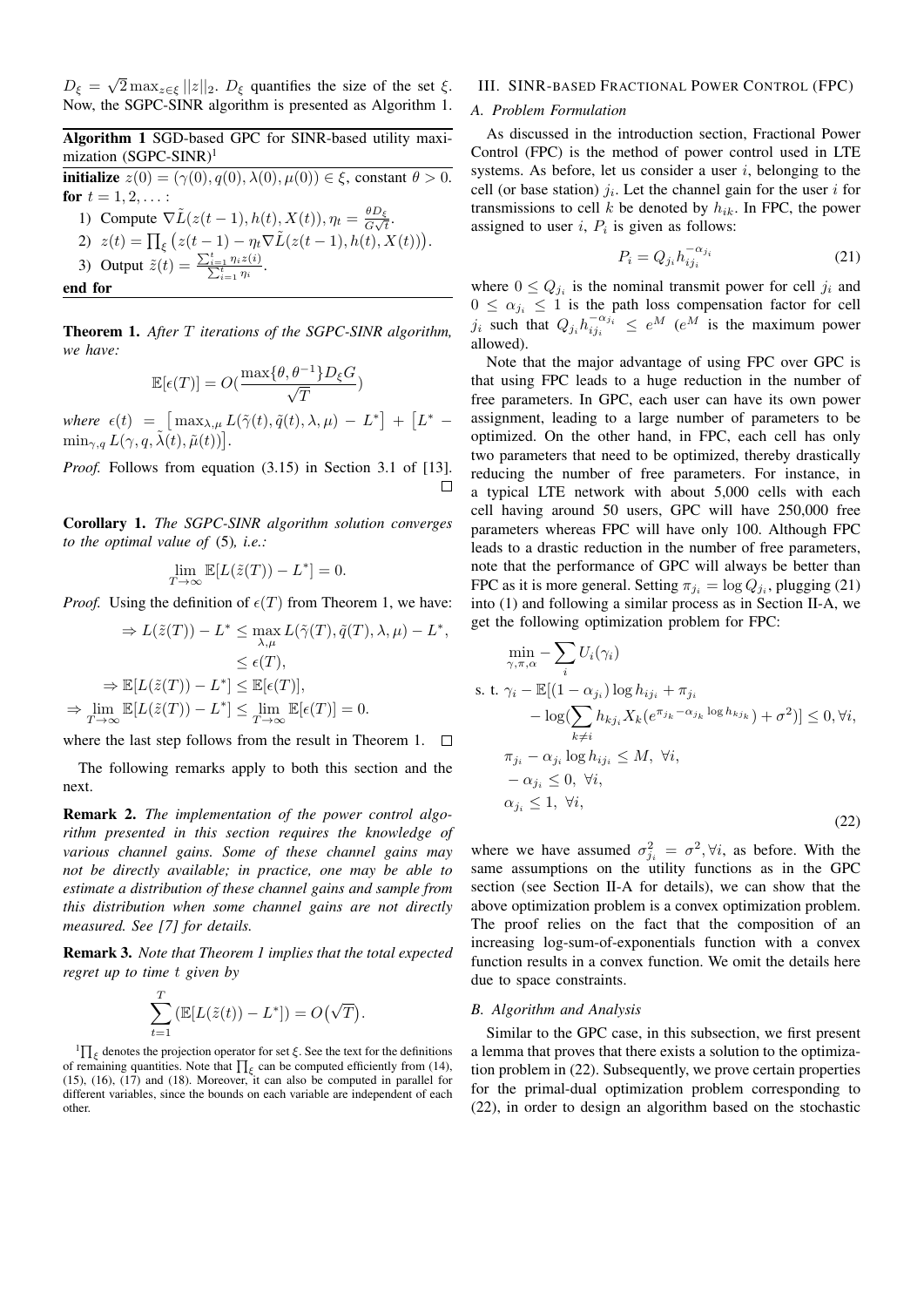$D_\xi = \sqrt{2} \max_{z \in \xi} ||z||_2$. $D_\xi$ quantifies the size of the set $\xi$. Now, the SGPC-SINR algorithm is presented as Algorithm 1.

**Algorithm 1** SGD-based GPC for SINR-based utility maximization (SGPC-SINR)[1]

**initialize** $z(0) = (\gamma(0), q(0), \lambda(0), \mu(0)) \in \xi$, constant $\theta > 0$.
**for** $t = 1, 2, \ldots$ :

1) Compute $\nabla \tilde{L}(z(t-1), h(t), X(t)), \eta_t = \frac{\theta D_\xi}{G\sqrt{t}}$.
2) $z(t) = \prod_\xi \big(z(t-1) - \eta_t \nabla \tilde{L}(z(t-1), h(t), X(t))\big)$.
3) Output $\tilde{z}(t) = \frac{\sum_{i=1}^t \eta_i z(i)}{\sum_{i=1}^t \eta_i}$.

**end for**

**Theorem 1.** *After $T$ iterations of the SGPC-SINR algorithm, we have:*

$$\mathbb{E}[\epsilon(T)] = O(\frac{\max\{\theta, \theta^{-1}\} D_\xi G}{\sqrt{T}})$$

*where* $\epsilon(t) = \big[\max_{\lambda,\mu} L(\tilde{\gamma}(t), \tilde{q}(t), \lambda, \mu) - L^*\big] + \big[L^* - \min_{\gamma,q} L(\gamma, q, \tilde{\lambda}(t), \tilde{\mu}(t))\big]$.

*Proof.* Follows from equation (3.15) in Section 3.1 of [13]. □

**Corollary 1.** *The SGPC-SINR algorithm solution converges to the optimal value of* (5)*, i.e.:*

$$\lim_{T\to\infty} \mathbb{E}[L(\tilde{z}(T)) - L^*] = 0.$$

*Proof.* Using the definition of $\epsilon(T)$ from Theorem 1, we have:

$$\begin{aligned}
&\Rightarrow L(\tilde{z}(T)) - L^* \leq \max_{\lambda,\mu} L(\tilde{\gamma}(T), \tilde{q}(T), \lambda, \mu) - L^*, \\
&\qquad\qquad\qquad\quad \leq \epsilon(T), \\
&\Rightarrow \mathbb{E}[L(\tilde{z}(T)) - L^*] \leq \mathbb{E}[\epsilon(T)], \\
&\Rightarrow \lim_{T\to\infty} \mathbb{E}[L(\tilde{z}(T)) - L^*] \leq \lim_{T\to\infty} \mathbb{E}[\epsilon(T)] = 0.
\end{aligned}$$

where the last step follows from the result in Theorem 1. □

The following remarks apply to both this section and the next.

**Remark 2.** *The implementation of the power control algorithm presented in this section requires the knowledge of various channel gains. Some of these channel gains may not be directly available; in practice, one may be able to estimate a distribution of these channel gains and sample from this distribution when some channel gains are not directly measured. See [7] for details.*

**Remark 3.** *Note that Theorem 1 implies that the total expected regret up to time $t$ given by*

$$\sum_{t=1}^{T} (\mathbb{E}[L(\tilde{z}(t)) - L^*]) = O\big(\sqrt{T}\big).$$

[1] $\prod_\xi$ denotes the projection operator for set $\xi$. See the text for the definitions of remaining quantities. Note that $\prod_\xi$ can be computed efficiently from (14), (15), (16), (17) and (18). Moreover, it can also be computed in parallel for different variables, since the bounds on each variable are independent of each other.

## III. SINR-based Fractional Power Control (FPC)

### A. Problem Formulation

As discussed in the introduction section, Fractional Power Control (FPC) is the method of power control used in LTE systems. As before, let us consider a user $i$, belonging to the cell (or base station) $j_i$. Let the channel gain for the user $i$ for transmissions to cell $k$ be denoted by $h_{ik}$. In FPC, the power assigned to user $i$, $P_i$ is given as follows:

$$P_i = Q_{j_i} h_{ij_i}^{-\alpha_{j_i}} \tag{21}$$

where $0 \leq Q_{j_i}$ is the nominal transmit power for cell $j_i$ and $0 \leq \alpha_{j_i} \leq 1$ is the path loss compensation factor for cell $j_i$ such that $Q_{j_i} h_{ij_i}^{-\alpha_{j_i}} \leq e^M$ ($e^M$ is the maximum power allowed).

Note that the major advantage of using FPC over GPC is that using FPC leads to a huge reduction in the number of free parameters. In GPC, each user can have its own power assignment, leading to a large number of parameters to be optimized. On the other hand, in FPC, each cell has only two parameters that need to be optimized, thereby drastically reducing the number of free parameters. For instance, in a typical LTE network with about 5,000 cells with each cell having around 50 users, GPC will have 250,000 free parameters whereas FPC will have only 100. Although FPC leads to a drastic reduction in the number of free parameters, note that the performance of GPC will always be better than FPC as it is more general. Setting $\pi_{j_i} = \log Q_{j_i}$, plugging (21) into (1) and following a similar process as in Section II-A, we get the following optimization problem for FPC:

$$\begin{aligned}
&\min_{\gamma,\pi,\alpha} - \sum_i U_i(\gamma_i) \\
&\text{s. t. } \gamma_i - \mathbb{E}[(1 - \alpha_{j_i}) \log h_{ij_i} + \pi_{j_i} \\
&\qquad - \log(\sum_{k\neq i} h_{kj_i} X_k (e^{\pi_{j_k} - \alpha_{j_k} \log h_{kj_k}}) + \sigma^2)] \leq 0, \forall i, \\
&\quad \pi_{j_i} - \alpha_{j_i} \log h_{ij_i} \leq M, \ \forall i, \\
&\quad - \alpha_{j_i} \leq 0, \ \forall i, \\
&\quad \alpha_{j_i} \leq 1, \ \forall i,
\end{aligned} \tag{22}$$

where we have assumed $\sigma_{j_i}^2 = \sigma^2, \forall i$, as before. With the same assumptions on the utility functions as in the GPC section (see Section II-A for details), we can show that the above optimization problem is a convex optimization problem. The proof relies on the fact that the composition of an increasing log-sum-of-exponentials function with a convex function results in a convex function. We omit the details here due to space constraints.

### B. Algorithm and Analysis

Similar to the GPC case, in this subsection, we first present a lemma that proves that there exists a solution to the optimization problem in (22). Subsequently, we prove certain properties for the primal-dual optimization problem corresponding to (22), in order to design an algorithm based on the stochastic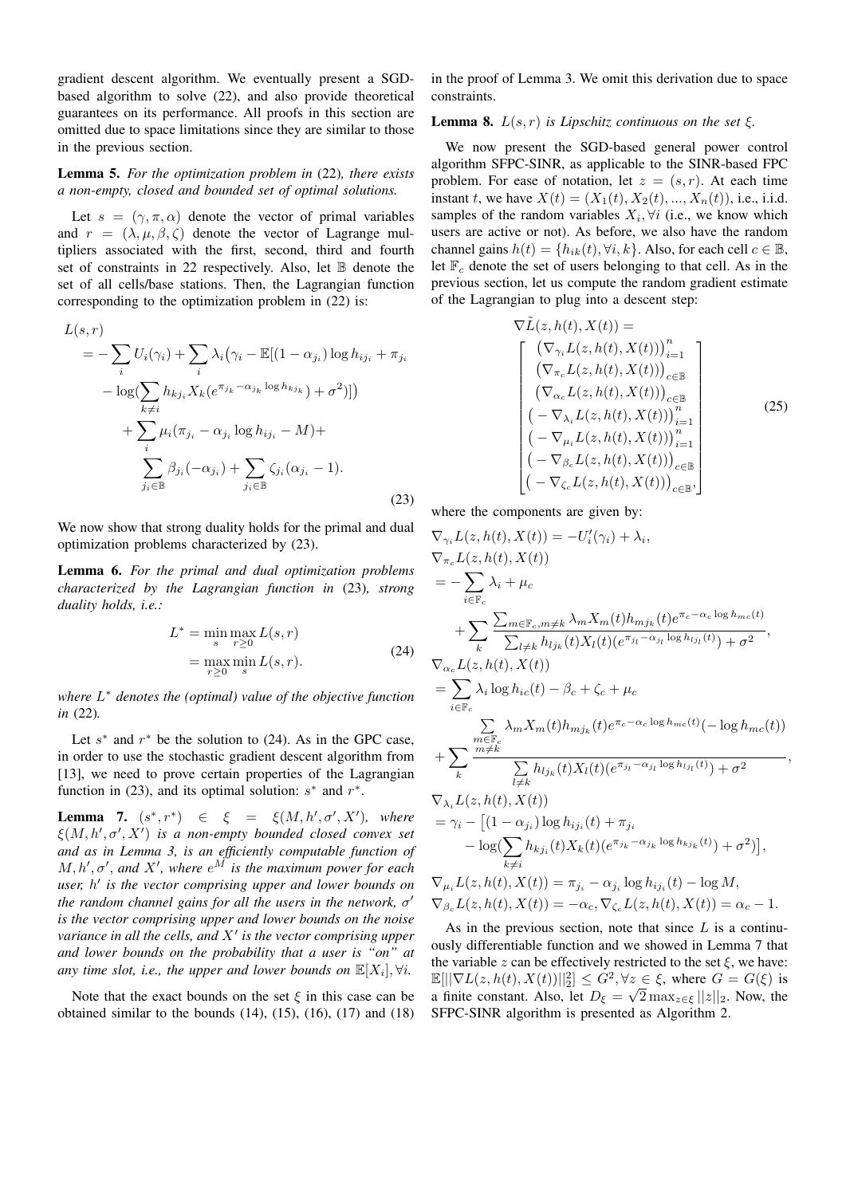gradient descent algorithm. We eventually present a SGD-based algorithm to solve (22), and also provide theoretical guarantees on its performance. All proofs in this section are omitted due to space limitations since they are similar to those in the previous section.

**Lemma 5.** *For the optimization problem in* (22)*, there exists a non-empty, closed and bounded set of optimal solutions.*

Let $s = (\gamma, \pi, \alpha)$ denote the vector of primal variables and $r = (\lambda, \mu, \beta, \zeta)$ denote the vector of Lagrange multipliers associated with the first, second, third and fourth set of constraints in 22 respectively. Also, let $\mathbb{B}$ denote the set of all cells/base stations. Then, the Lagrangian function corresponding to the optimization problem in (22) is:

$$
\begin{aligned}
L(s,r) &= -\sum_i U_i(\gamma_i) + \sum_i \lambda_i\big(\gamma_i - \mathbb{E}[(1-\alpha_{j_i})\log h_{ij_i} + \pi_{j_i} \\
&\quad - \log(\sum_{k\neq i} h_{kj_i} X_k (e^{\pi_{j_k} - \alpha_{j_k}\log h_{kj_k}}) + \sigma^2)]\big) \\
&\quad + \sum_i \mu_i(\pi_{j_i} - \alpha_{j_i}\log h_{ij_i} - M) + \\
&\quad \sum_{j_i\in\mathbb{B}} \beta_{j_i}(-\alpha_{j_i}) + \sum_{j_i\in\mathbb{B}} \zeta_{j_i}(\alpha_{j_i} - 1).
\end{aligned} \tag{23}
$$

We now show that strong duality holds for the primal and dual optimization problems characterized by (23).

**Lemma 6.** *For the primal and dual optimization problems characterized by the Lagrangian function in* (23)*, strong duality holds, i.e.:*

$$
\begin{aligned}
L^* &= \min_s \max_{r\geq 0} L(s,r) \\
&= \max_{r\geq 0} \min_s L(s,r).
\end{aligned} \tag{24}
$$

*where $L^*$ denotes the (optimal) value of the objective function in* (22)*.*

Let $s^*$ and $r^*$ be the solution to (24). As in the GPC case, in order to use the stochastic gradient descent algorithm from [13], we need to prove certain properties of the Lagrangian function in (23), and its optimal solution: $s^*$ and $r^*$.

**Lemma 7.** *$(s^*, r^*) \in \xi = \xi(M, h', \sigma', X')$, where $\xi(M, h', \sigma', X')$ is a non-empty bounded closed convex set and as in Lemma 3, is an efficiently computable function of $M, h', \sigma'$, and $X'$, where $e^M$ is the maximum power for each user, $h'$ is the vector comprising upper and lower bounds on the random channel gains for all the users in the network, $\sigma'$ is the vector comprising upper and lower bounds on the noise variance in all the cells, and $X'$ is the vector comprising upper and lower bounds on the probability that a user is "on" at any time slot, i.e., the upper and lower bounds on $\mathbb{E}[X_i], \forall i$.*

Note that the exact bounds on the set $\xi$ in this case can be obtained similar to the bounds (14), (15), (16), (17) and (18) in the proof of Lemma 3. We omit this derivation due to space constraints.

**Lemma 8.** *$L(s,r)$ is Lipschitz continuous on the set $\xi$.*

We now present the SGD-based general power control algorithm SFPC-SINR, as applicable to the SINR-based FPC problem. For ease of notation, let $z = (s, r)$. At each time instant $t$, we have $X(t) = (X_1(t), X_2(t), ..., X_n(t))$, i.e., i.i.d. samples of the random variables $X_i, \forall i$ (i.e., we know which users are active or not). As before, we also have the random channel gains $h(t) = \{h_{ik}(t), \forall i, k\}$. Also, for each cell $c \in \mathbb{B}$, let $\mathbb{F}_c$ denote the set of users belonging to that cell. As in the previous section, let us compute the random gradient estimate of the Lagrangian to plug into a descent step:

$$
\nabla\tilde{L}(z, h(t), X(t)) =
\begin{bmatrix}
\big(\nabla_{\gamma_i} L(z, h(t), X(t))\big)_{i=1}^n \\
\big(\nabla_{\pi_c} L(z, h(t), X(t))\big)_{c\in\mathbb{B}} \\
\big(\nabla_{\alpha_c} L(z, h(t), X(t))\big)_{c\in\mathbb{B}} \\
\big(-\nabla_{\lambda_i} L(z, h(t), X(t))\big)_{i=1}^n \\
\big(-\nabla_{\mu_i} L(z, h(t), X(t))\big)_{i=1}^n \\
\big(-\nabla_{\beta_c} L(z, h(t), X(t))\big)_{c\in\mathbb{B}} \\
\big(-\nabla_{\zeta_c} L(z, h(t), X(t))\big)_{c\in\mathbb{B}},
\end{bmatrix} \tag{25}
$$

where the components are given by:

$$
\begin{aligned}
&\nabla_{\gamma_i} L(z, h(t), X(t)) = -U_i'(\gamma_i) + \lambda_i, \\
&\nabla_{\pi_c} L(z, h(t), X(t)) \\
&= -\sum_{i\in\mathbb{F}_c} \lambda_i + \mu_c \\
&\quad + \sum_k \frac{\sum_{m\in\mathbb{F}_c, m\neq k} \lambda_m X_m(t) h_{mj_k}(t) e^{\pi_c - \alpha_c \log h_{mc}(t)}}{\sum_{l\neq k} h_{lj_k}(t) X_l(t) (e^{\pi_{j_l} - \alpha_{j_l}\log h_{lj_l}(t)}) + \sigma^2}, \\
&\nabla_{\alpha_c} L(z, h(t), X(t)) \\
&= \sum_{i\in\mathbb{F}_c} \lambda_i \log h_{ic}(t) - \beta_c + \zeta_c + \mu_c \\
&\quad + \sum_k \frac{\sum\limits_{\substack{m\in\mathbb{F}_c \\ m\neq k}} \lambda_m X_m(t) h_{mj_k}(t) e^{\pi_c - \alpha_c \log h_{mc}(t)} (-\log h_{mc}(t))}{\sum\limits_{l\neq k} h_{lj_k}(t) X_l(t) (e^{\pi_{j_l} - \alpha_{j_l}\log h_{lj_l}(t)}) + \sigma^2}, \\
&\nabla_{\lambda_i} L(z, h(t), X(t)) \\
&= \gamma_i - \big[(1-\alpha_{j_i})\log h_{ij_i}(t) + \pi_{j_i} \\
&\quad - \log(\sum_{k\neq i} h_{kj_i}(t) X_k(t) (e^{\pi_{j_k} - \alpha_{j_k}\log h_{kj_k}(t)}) + \sigma^2)\big], \\
&\nabla_{\mu_i} L(z, h(t), X(t)) = \pi_{j_i} - \alpha_{j_i}\log h_{ij_i}(t) - \log M, \\
&\nabla_{\beta_c} L(z, h(t), X(t)) = -\alpha_c, \nabla_{\zeta_c} L(z, h(t), X(t)) = \alpha_c - 1.
\end{aligned}
$$

As in the previous section, note that since $L$ is a continuously differentiable function and we showed in Lemma 7 that the variable $z$ can be effectively restricted to the set $\xi$, we have: $\mathbb{E}[||\nabla L(z, h(t), X(t))||_2^2] \leq G^2, \forall z \in \xi$, where $G = G(\xi)$ is a finite constant. Also, let $D_\xi = \sqrt{2}\max_{z\in\xi} ||z||_2$. Now, the SFPC-SINR algorithm is presented as Algorithm 2.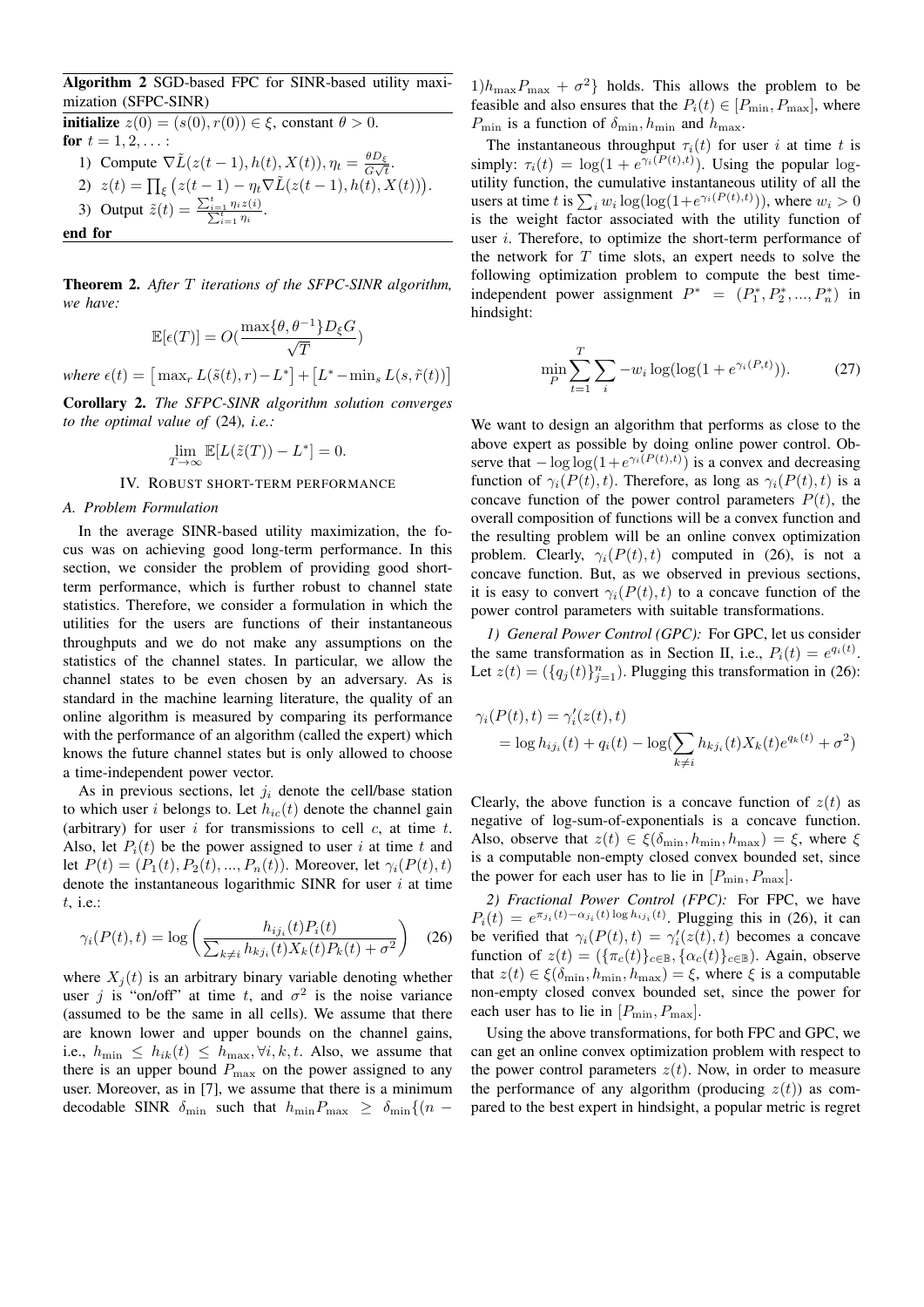**Algorithm 2** SGD-based FPC for SINR-based utility maximization (SFPC-SINR)

**initialize** $z(0) = (s(0), r(0)) \in \xi$, constant $\theta > 0$.
**for** $t = 1, 2, \ldots$ :
1) Compute $\nabla \tilde{L}(z(t-1), h(t), X(t))$, $\eta_t = \frac{\theta D_\xi}{G\sqrt{t}}$.
2) $z(t) = \prod_\xi \big(z(t-1) - \eta_t \nabla \tilde{L}(z(t-1), h(t), X(t))\big)$.
3) Output $\tilde{z}(t) = \frac{\sum_{i=1}^{t} \eta_i z(i)}{\sum_{i=1}^{t} \eta_i}$.

**end for**

**Theorem 2.** *After $T$ iterations of the SFPC-SINR algorithm, we have:*

$$\mathbb{E}[\epsilon(T)] = O\Big(\frac{\max\{\theta, \theta^{-1}\} D_\xi G}{\sqrt{T}}\Big)$$

*where* $\epsilon(t) = \big[\max_r L(\tilde{s}(t), r) - L^*\big] + \big[L^* - \min_s L(s, \tilde{r}(t))\big]$

**Corollary 2.** *The SFPC-SINR algorithm solution converges to the optimal value of* (24)*, i.e.:*

$$\lim_{T \to \infty} \mathbb{E}[L(\tilde{z}(T)) - L^*] = 0.$$

## IV. Robust short-term performance

### A. Problem Formulation

In the average SINR-based utility maximization, the focus was on achieving good long-term performance. In this section, we consider the problem of providing good short-term performance, which is further robust to channel state statistics. Therefore, we consider a formulation in which the utilities for the users are functions of their instantaneous throughputs and we do not make any assumptions on the statistics of the channel states. In particular, we allow the channel states to be even chosen by an adversary. As is standard in the machine learning literature, the quality of an online algorithm is measured by comparing its performance with the performance of an algorithm (called the expert) which knows the future channel states but is only allowed to choose a time-independent power vector.

As in previous sections, let $j_i$ denote the cell/base station to which user $i$ belongs to. Let $h_{ic}(t)$ denote the channel gain (arbitrary) for user $i$ for transmissions to cell $c$, at time $t$. Also, let $P_i(t)$ be the power assigned to user $i$ at time $t$ and let $P(t) = (P_1(t), P_2(t), ..., P_n(t))$. Moreover, let $\gamma_i(P(t), t)$ denote the instantaneous logarithmic SINR for user $i$ at time $t$, i.e.:

$$\gamma_i(P(t), t) = \log\left(\frac{h_{ij_i}(t) P_i(t)}{\sum_{k \neq i} h_{kj_i}(t) X_k(t) P_k(t) + \sigma^2}\right) \quad (26)$$

where $X_j(t)$ is an arbitrary binary variable denoting whether user $j$ is "on/off" at time $t$, and $\sigma^2$ is the noise variance (assumed to be the same in all cells). We assume that there are known lower and upper bounds on the channel gains, i.e., $h_{\min} \leq h_{ik}(t) \leq h_{\max}, \forall i, k, t$. Also, we assume that there is an upper bound $P_{\max}$ on the power assigned to any user. Moreover, as in [7], we assume that there is a minimum decodable SINR $\delta_{\min}$ such that $h_{\min} P_{\max} \geq \delta_{\min}\{(n-1) h_{\max} P_{\max} + \sigma^2\}$ holds. This allows the problem to be feasible and also ensures that the $P_i(t) \in [P_{\min}, P_{\max}]$, where $P_{\min}$ is a function of $\delta_{\min}, h_{\min}$ and $h_{\max}$.

The instantaneous throughput $\tau_i(t)$ for user $i$ at time $t$ is simply: $\tau_i(t) = \log(1 + e^{\gamma_i(P(t), t)})$. Using the popular log-utility function, the cumulative instantaneous utility of all the users at time $t$ is $\sum_i w_i \log(\log(1 + e^{\gamma_i(P(t), t)}))$, where $w_i > 0$ is the weight factor associated with the utility function of user $i$. Therefore, to optimize the short-term performance of the network for $T$ time slots, an expert needs to solve the following optimization problem to compute the best time-independent power assignment $P^* = (P_1^*, P_2^*, ..., P_n^*)$ in hindsight:

$$\min_P \sum_{t=1}^{T} \sum_i -w_i \log(\log(1 + e^{\gamma_i(P, t)})). \quad (27)$$

We want to design an algorithm that performs as close to the above expert as possible by doing online power control. Observe that $-\log\log(1 + e^{\gamma_i(P(t), t)})$ is a convex and decreasing function of $\gamma_i(P(t), t)$. Therefore, as long as $\gamma_i(P(t), t)$ is a concave function of the power control parameters $P(t)$, the overall composition of functions will be a convex function and the resulting problem will be an online convex optimization problem. Clearly, $\gamma_i(P(t), t)$ computed in (26), is not a concave function. But, as we observed in previous sections, it is easy to convert $\gamma_i(P(t), t)$ to a concave function of the power control parameters with suitable transformations.

*1) General Power Control (GPC):* For GPC, let us consider the same transformation as in Section II, i.e., $P_i(t) = e^{q_i(t)}$. Let $z(t) = (\{q_j(t)\}_{j=1}^n)$. Plugging this transformation in (26):

$$\begin{aligned}
\gamma_i(P(t), t) &= \gamma_i'(z(t), t) \\
&= \log h_{ij_i}(t) + q_i(t) - \log\Big(\sum_{k \neq i} h_{kj_i}(t) X_k(t) e^{q_k(t)} + \sigma^2\Big)
\end{aligned}$$

Clearly, the above function is a concave function of $z(t)$ as negative of log-sum-of-exponentials is a concave function. Also, observe that $z(t) \in \xi(\delta_{\min}, h_{\min}, h_{\max}) = \xi$, where $\xi$ is a computable non-empty closed convex bounded set, since the power for each user has to lie in $[P_{\min}, P_{\max}]$.

*2) Fractional Power Control (FPC):* For FPC, we have $P_i(t) = e^{\pi_{j_i}(t) - \alpha_{j_i}(t) \log h_{ij_i}(t)}$. Plugging this in (26), it can be verified that $\gamma_i(P(t), t) = \gamma_i'(z(t), t)$ becomes a concave function of $z(t) = (\{\pi_c(t)\}_{c \in \mathbb{B}}, \{\alpha_c(t)\}_{c \in \mathbb{B}})$. Again, observe that $z(t) \in \xi(\delta_{\min}, h_{\min}, h_{\max}) = \xi$, where $\xi$ is a computable non-empty closed convex bounded set, since the power for each user has to lie in $[P_{\min}, P_{\max}]$.

Using the above transformations, for both FPC and GPC, we can get an online convex optimization problem with respect to the power control parameters $z(t)$. Now, in order to measure the performance of any algorithm (producing $z(t)$) as compared to the best expert in hindsight, a popular metric is regret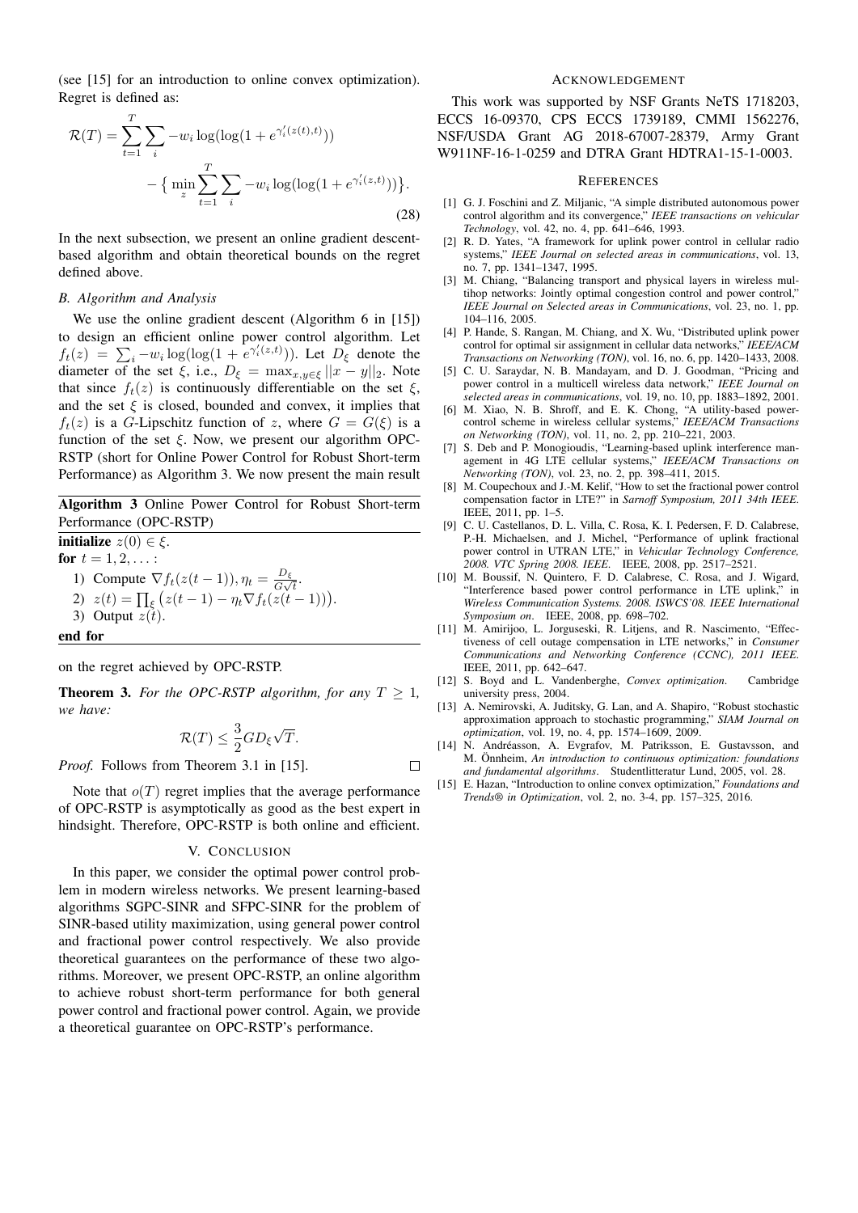(see [15] for an introduction to online convex optimization). Regret is defined as:

$$\mathcal{R}(T) = \sum_{t=1}^{T} \sum_{i} -w_i \log(\log(1 + e^{\gamma_i'(z(t),t)})) - \big\{ \min_{z} \sum_{t=1}^{T} \sum_{i} -w_i \log(\log(1 + e^{\gamma_i'(z,t)})) \big\}. \tag{28}$$

In the next subsection, we present an online gradient descent-based algorithm and obtain theoretical bounds on the regret defined above.

### *B. Algorithm and Analysis*

We use the online gradient descent (Algorithm 6 in [15]) to design an efficient online power control algorithm. Let $f_t(z) = \sum_i -w_i \log(\log(1 + e^{\gamma_i(z,t)}))$. Let $D_\xi$ denote the diameter of the set $\xi$, i.e., $D_\xi = \max_{x,y \in \xi} ||x - y||_2$. Note that since $f_t(z)$ is continuously differentiable on the set $\xi$, and the set $\xi$ is closed, bounded and convex, it implies that $f_t(z)$ is a $G$-Lipschitz function of $z$, where $G = G(\xi)$ is a function of the set $\xi$. Now, we present our algorithm OPC-RSTP (short for Online Power Control for Robust Short-term Performance) as Algorithm 3. We now present the main result on the regret achieved by OPC-RSTP.

**Algorithm 3** Online Power Control for Robust Short-term Performance (OPC-RSTP)

**initialize** $z(0) \in \xi$.
**for** $t = 1, 2, \dots$ :
1) Compute $\nabla f_t(z(t-1)), \eta_t = \frac{D_\xi}{G\sqrt{t}}$.
2) $z(t) = \prod_\xi \big(z(t-1) - \eta_t \nabla f_t(z(t-1))\big)$.
3) Output $z(t)$.

**end for**

**Theorem 3.** *For the OPC-RSTP algorithm, for any $T \geq 1$, we have:*

$$\mathcal{R}(T) \leq \frac{3}{2} G D_\xi \sqrt{T}.$$

*Proof.* Follows from Theorem 3.1 in [15]. □

Note that $o(T)$ regret implies that the average performance of OPC-RSTP is asymptotically as good as the best expert in hindsight. Therefore, OPC-RSTP is both online and efficient.

## V. Conclusion

In this paper, we consider the optimal power control problem in modern wireless networks. We present learning-based algorithms SGPC-SINR and SFPC-SINR for the problem of SINR-based utility maximization, using general power control and fractional power control respectively. We also provide theoretical guarantees on the performance of these two algorithms. Moreover, we present OPC-RSTP, an online algorithm to achieve robust short-term performance for both general power control and fractional power control. Again, we provide a theoretical guarantee on OPC-RSTP's performance.

## Acknowledgement

This work was supported by NSF Grants NeTS 1718203, ECCS 16-09370, CPS ECCS 1739189, CMMI 1562276, NSF/USDA Grant AG 2018-67007-28379, Army Grant W911NF-16-1-0259 and DTRA Grant HDTRA1-15-1-0003.

## References

[1] G. J. Foschini and Z. Miljanic, "A simple distributed autonomous power control algorithm and its convergence," *IEEE transactions on vehicular Technology*, vol. 42, no. 4, pp. 641–646, 1993.

[2] R. D. Yates, "A framework for uplink power control in cellular radio systems," *IEEE Journal on selected areas in communications*, vol. 13, no. 7, pp. 1341–1347, 1995.

[3] M. Chiang, "Balancing transport and physical layers in wireless multihop networks: Jointly optimal congestion control and power control," *IEEE Journal on Selected areas in Communications*, vol. 23, no. 1, pp. 104–116, 2005.

[4] P. Hande, S. Rangan, M. Chiang, and X. Wu, "Distributed uplink power control for optimal sir assignment in cellular data networks," *IEEE/ACM Transactions on Networking (TON)*, vol. 16, no. 6, pp. 1420–1433, 2008.

[5] C. U. Saraydar, N. B. Mandayam, and D. J. Goodman, "Pricing and power control in a multicell wireless data network," *IEEE Journal on selected areas in communications*, vol. 19, no. 10, pp. 1883–1892, 2001.

[6] M. Xiao, N. B. Shroff, and E. K. Chong, "A utility-based power-control scheme in wireless cellular systems," *IEEE/ACM Transactions on Networking (TON)*, vol. 11, no. 2, pp. 210–221, 2003.

[7] S. Deb and P. Monogioudis, "Learning-based uplink interference management in 4G LTE cellular systems," *IEEE/ACM Transactions on Networking (TON)*, vol. 23, no. 2, pp. 398–411, 2015.

[8] M. Coupechoux and J.-M. Kelif, "How to set the fractional power control compensation factor in LTE?" in *Sarnoff Symposium, 2011 34th IEEE*. IEEE, 2011, pp. 1–5.

[9] C. U. Castellanos, D. L. Villa, C. Rosa, K. I. Pedersen, F. D. Calabrese, P.-H. Michaelsen, and J. Michel, "Performance of uplink fractional power control in UTRAN LTE," in *Vehicular Technology Conference, 2008. VTC Spring 2008. IEEE*. IEEE, 2008, pp. 2517–2521.

[10] M. Boussif, N. Quintero, F. D. Calabrese, C. Rosa, and J. Wigard, "Interference based power control performance in LTE uplink," in *Wireless Communication Systems. 2008. ISWCS'08. IEEE International Symposium on*. IEEE, 2008, pp. 698–702.

[11] M. Amirijoo, L. Jorguseski, R. Litjens, and R. Nascimento, "Effectiveness of cell outage compensation in LTE networks," in *Consumer Communications and Networking Conference (CCNC), 2011 IEEE*. IEEE, 2011, pp. 642–647.

[12] S. Boyd and L. Vandenberghe, *Convex optimization*. Cambridge university press, 2004.

[13] A. Nemirovski, A. Juditsky, G. Lan, and A. Shapiro, "Robust stochastic approximation approach to stochastic programming," *SIAM Journal on optimization*, vol. 19, no. 4, pp. 1574–1609, 2009.

[14] N. Andréasson, A. Evgrafov, M. Patriksson, E. Gustavsson, and M. Önnheim, *An introduction to continuous optimization: foundations and fundamental algorithms*. Studentlitteratur Lund, 2005, vol. 28.

[15] E. Hazan, "Introduction to online convex optimization," *Foundations and Trends® in Optimization*, vol. 2, no. 3-4, pp. 157–325, 2016.